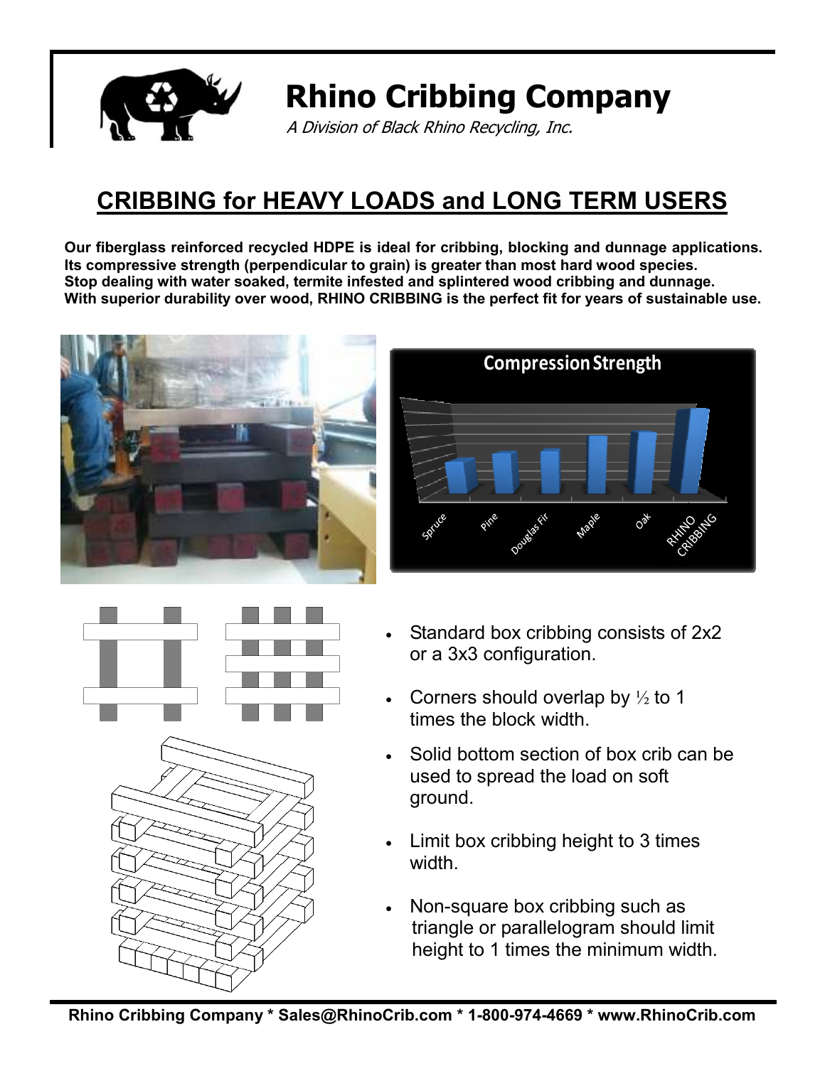# Rhino Cribbing Company

*A Division of Black Rhino Recycling, Inc.*

## CRIBBING for HEAVY LOADS and LONG TERM USERS

**Our fiberglass reinforced recycled HDPE is ideal for cribbing, blocking and dunnage applications. Its compressive strength (perpendicular to grain) is greater than most hard wood species. Stop dealing with water soaked, termite infested and splintered wood cribbing and dunnage. With superior durability over wood, RHINO CRIBBING is the perfect fit for years of sustainable use.**

**Compression Strength**

Spruce, Pine, Douglas Fir, Maple, Oak, RHINO CRIBBING

- Standard box cribbing consists of 2x2 or a 3x3 configuration.
- Corners should overlap by ½ to 1 times the block width.
- Solid bottom section of box crib can be used to spread the load on soft ground.
- Limit box cribbing height to 3 times width.
- Non-square box cribbing such as triangle or parallelogram should limit height to 1 times the minimum width.

**Rhino Cribbing Company * Sales@RhinoCrib.com * 1-800-974-4669 * www.RhinoCrib.com**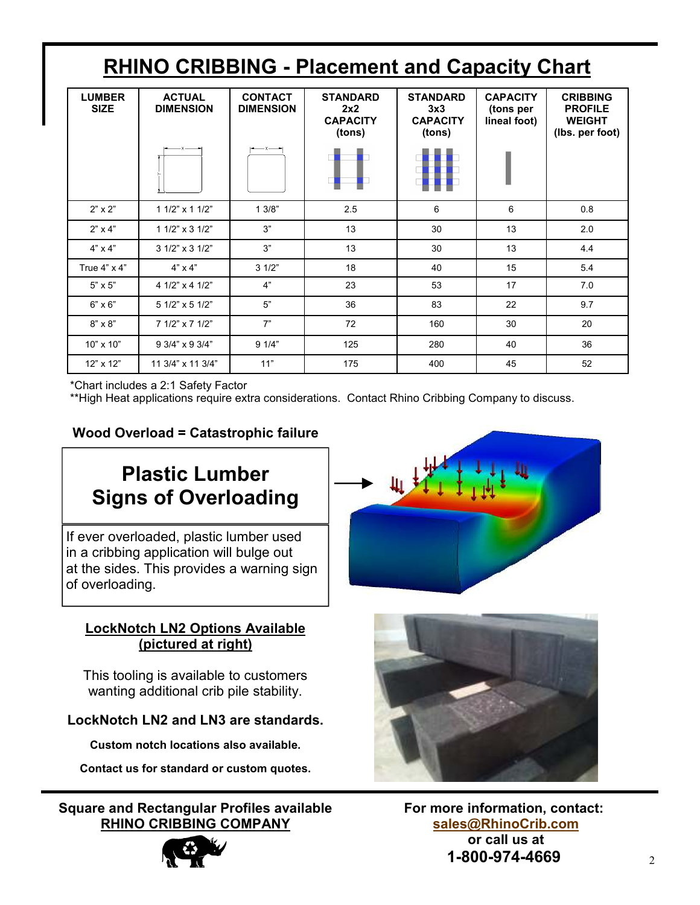# RHINO CRIBBING - Placement and Capacity Chart

| LUMBER SIZE | ACTUAL DIMENSION | CONTACT DIMENSION | STANDARD 2x2 CAPACITY (tons) | STANDARD 3x3 CAPACITY (tons) | CAPACITY (tons per lineal foot) | CRIBBING PROFILE WEIGHT (lbs. per foot) |
|---|---|---|---|---|---|---|
| 2" x 2" | 1 1/2" x 1 1/2" | 1 3/8" | 2.5 | 6 | 6 | 0.8 |
| 2" x 4" | 1 1/2" x 3 1/2" | 3" | 13 | 30 | 13 | 2.0 |
| 4" x 4" | 3 1/2" x 3 1/2" | 3" | 13 | 30 | 13 | 4.4 |
| True 4" x 4" | 4" x 4" | 3 1/2" | 18 | 40 | 15 | 5.4 |
| 5" x 5" | 4 1/2" x 4 1/2" | 4" | 23 | 53 | 17 | 7.0 |
| 6" x 6" | 5 1/2" x 5 1/2" | 5" | 36 | 83 | 22 | 9.7 |
| 8" x 8" | 7 1/2" x 7 1/2" | 7" | 72 | 160 | 30 | 20 |
| 10" x 10" | 9 3/4" x 9 3/4" | 9 1/4" | 125 | 280 | 40 | 36 |
| 12" x 12" | 11 3/4" x 11 3/4" | 11" | 175 | 400 | 45 | 52 |

*Chart includes a 2:1 Safety Factor

**High Heat applications require extra considerations. Contact Rhino Cribbing Company to discuss.

**Wood Overload = Catastrophic failure**

## Plastic Lumber Signs of Overloading

If ever overloaded, plastic lumber used in a cribbing application will bulge out at the sides. This provides a warning sign of overloading.

### LockNotch LN2 Options Available (pictured at right)

This tooling is available to customers wanting additional crib pile stability.

**LockNotch LN2 and LN3 are standards.**

**Custom notch locations also available.**

**Contact us for standard or custom quotes.**

**Square and Rectangular Profiles available**
**RHINO CRIBBING COMPANY**

**For more information, contact:**
**sales@RhinoCrib.com**
**or call us at**
**1-800-974-4669**